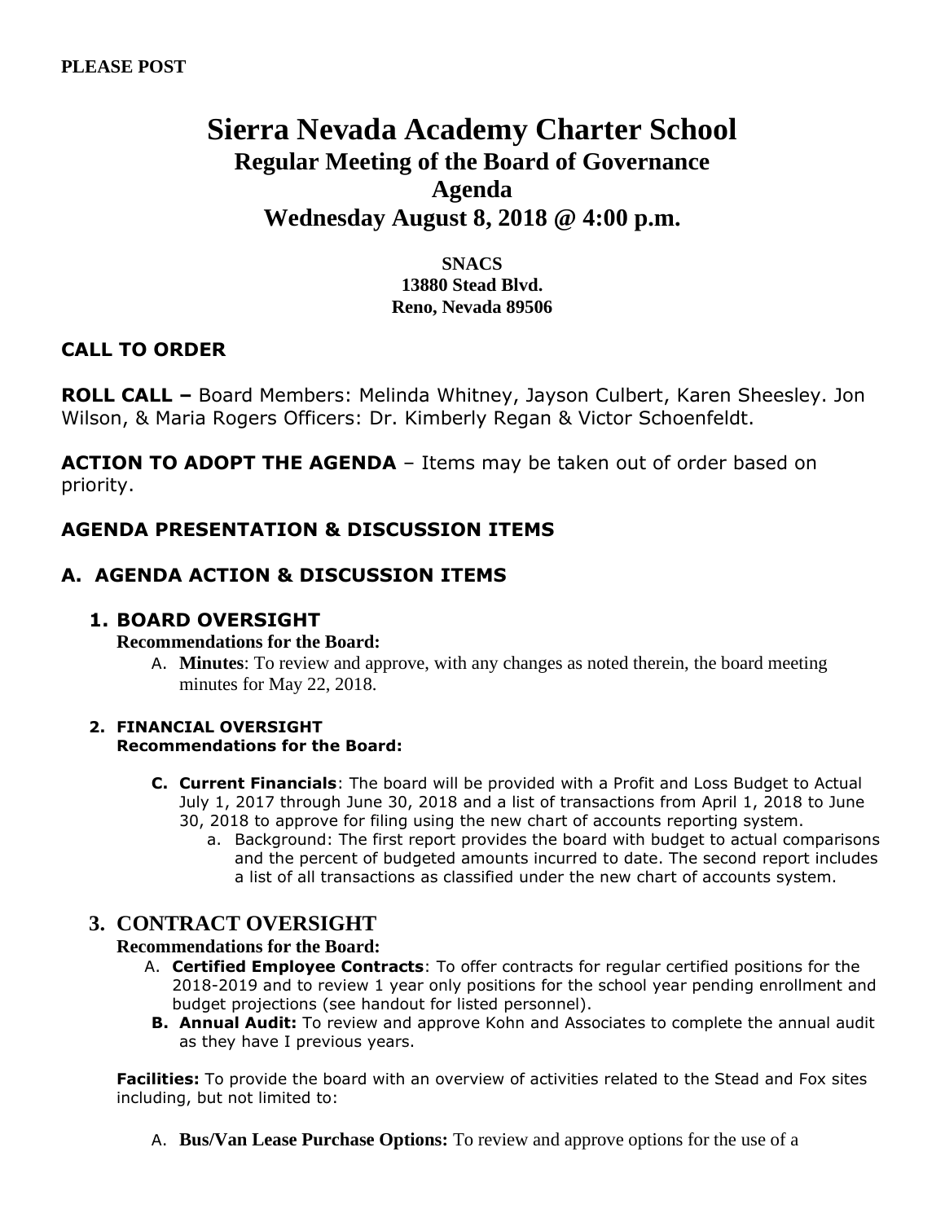**PLEASE POST**

# Sierra Nevada Academy Charter School
## Regular Meeting of the Board of Governance
## Agenda
## Wednesday August 8, 2018 @ 4:00 p.m.

**SNACS**
**13880 Stead Blvd.**
**Reno, Nevada 89506**

### CALL TO ORDER

**ROLL CALL –** Board Members: Melinda Whitney, Jayson Culbert, Karen Sheesley. Jon Wilson, & Maria Rogers Officers: Dr. Kimberly Regan & Victor Schoenfeldt.

**ACTION TO ADOPT THE AGENDA** – Items may be taken out of order based on priority.

### AGENDA PRESENTATION & DISCUSSION ITEMS

### A. AGENDA ACTION & DISCUSSION ITEMS

#### 1. BOARD OVERSIGHT

**Recommendations for the Board:**

A. **Minutes**: To review and approve, with any changes as noted therein, the board meeting minutes for May 22, 2018.

#### 2. FINANCIAL OVERSIGHT

**Recommendations for the Board:**

C. **Current Financials**: The board will be provided with a Profit and Loss Budget to Actual July 1, 2017 through June 30, 2018 and a list of transactions from April 1, 2018 to June 30, 2018 to approve for filing using the new chart of accounts reporting system.
   a. Background: The first report provides the board with budget to actual comparisons and the percent of budgeted amounts incurred to date. The second report includes a list of all transactions as classified under the new chart of accounts system.

#### 3. CONTRACT OVERSIGHT

**Recommendations for the Board:**

A. **Certified Employee Contracts**: To offer contracts for regular certified positions for the 2018-2019 and to review 1 year only positions for the school year pending enrollment and budget projections (see handout for listed personnel).

B. **Annual Audit:** To review and approve Kohn and Associates to complete the annual audit as they have I previous years.

**Facilities:** To provide the board with an overview of activities related to the Stead and Fox sites including, but not limited to:

A. **Bus/Van Lease Purchase Options:** To review and approve options for the use of a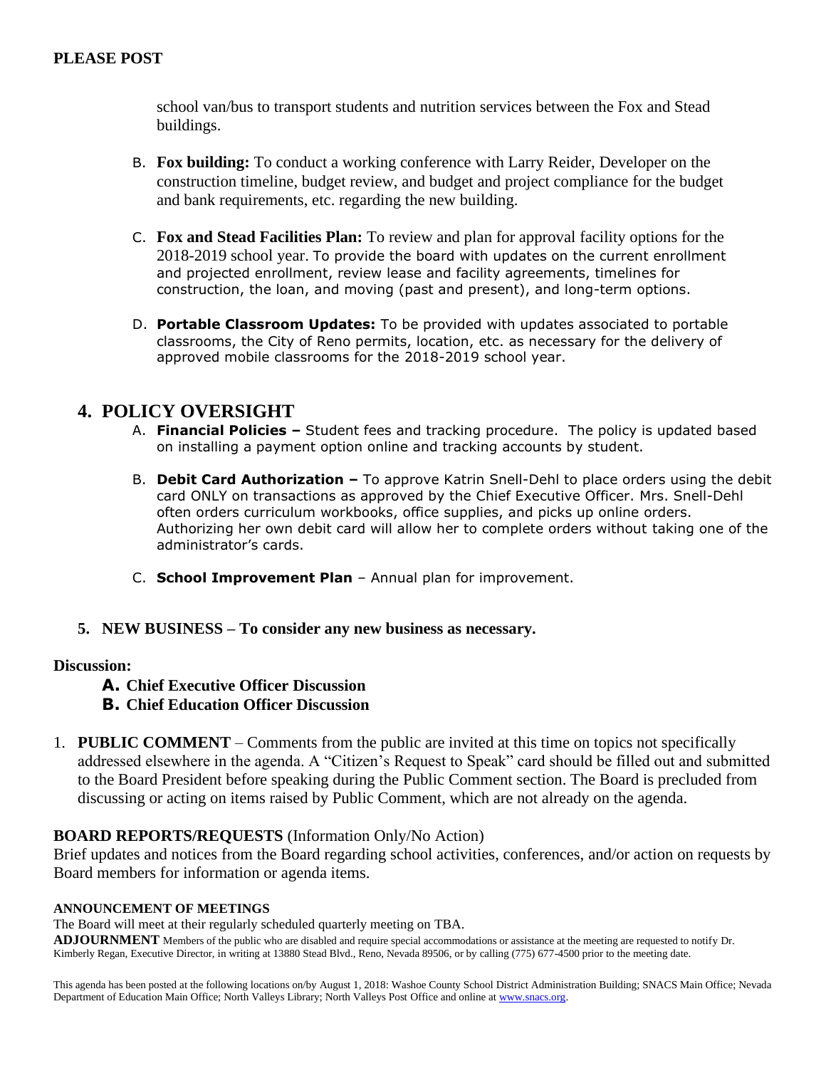**PLEASE POST**

school van/bus to transport students and nutrition services between the Fox and Stead buildings.

B. **Fox building:** To conduct a working conference with Larry Reider, Developer on the construction timeline, budget review, and budget and project compliance for the budget and bank requirements, etc. regarding the new building.

C. **Fox and Stead Facilities Plan:** To review and plan for approval facility options for the 2018-2019 school year. To provide the board with updates on the current enrollment and projected enrollment, review lease and facility agreements, timelines for construction, the loan, and moving (past and present), and long-term options.

D. **Portable Classroom Updates:** To be provided with updates associated to portable classrooms, the City of Reno permits, location, etc. as necessary for the delivery of approved mobile classrooms for the 2018-2019 school year.

## 4. POLICY OVERSIGHT

A. **Financial Policies –** Student fees and tracking procedure. The policy is updated based on installing a payment option online and tracking accounts by student.

B. **Debit Card Authorization –** To approve Katrin Snell-Dehl to place orders using the debit card ONLY on transactions as approved by the Chief Executive Officer. Mrs. Snell-Dehl often orders curriculum workbooks, office supplies, and picks up online orders. Authorizing her own debit card will allow her to complete orders without taking one of the administrator's cards.

C. **School Improvement Plan** – Annual plan for improvement.

**5. NEW BUSINESS – To consider any new business as necessary.**

**Discussion:**

**A. Chief Executive Officer Discussion**

**B. Chief Education Officer Discussion**

1. **PUBLIC COMMENT** – Comments from the public are invited at this time on topics not specifically addressed elsewhere in the agenda. A "Citizen's Request to Speak" card should be filled out and submitted to the Board President before speaking during the Public Comment section. The Board is precluded from discussing or acting on items raised by Public Comment, which are not already on the agenda.

**BOARD REPORTS/REQUESTS** (Information Only/No Action)

Brief updates and notices from the Board regarding school activities, conferences, and/or action on requests by Board members for information or agenda items.

**ANNOUNCEMENT OF MEETINGS**

The Board will meet at their regularly scheduled quarterly meeting on TBA.

**ADJOURNMENT** Members of the public who are disabled and require special accommodations or assistance at the meeting are requested to notify Dr. Kimberly Regan, Executive Director, in writing at 13880 Stead Blvd., Reno, Nevada 89506, or by calling (775) 677-4500 prior to the meeting date.

This agenda has been posted at the following locations on/by August 1, 2018: Washoe County School District Administration Building; SNACS Main Office; Nevada Department of Education Main Office; North Valleys Library; North Valleys Post Office and online at www.snacs.org.